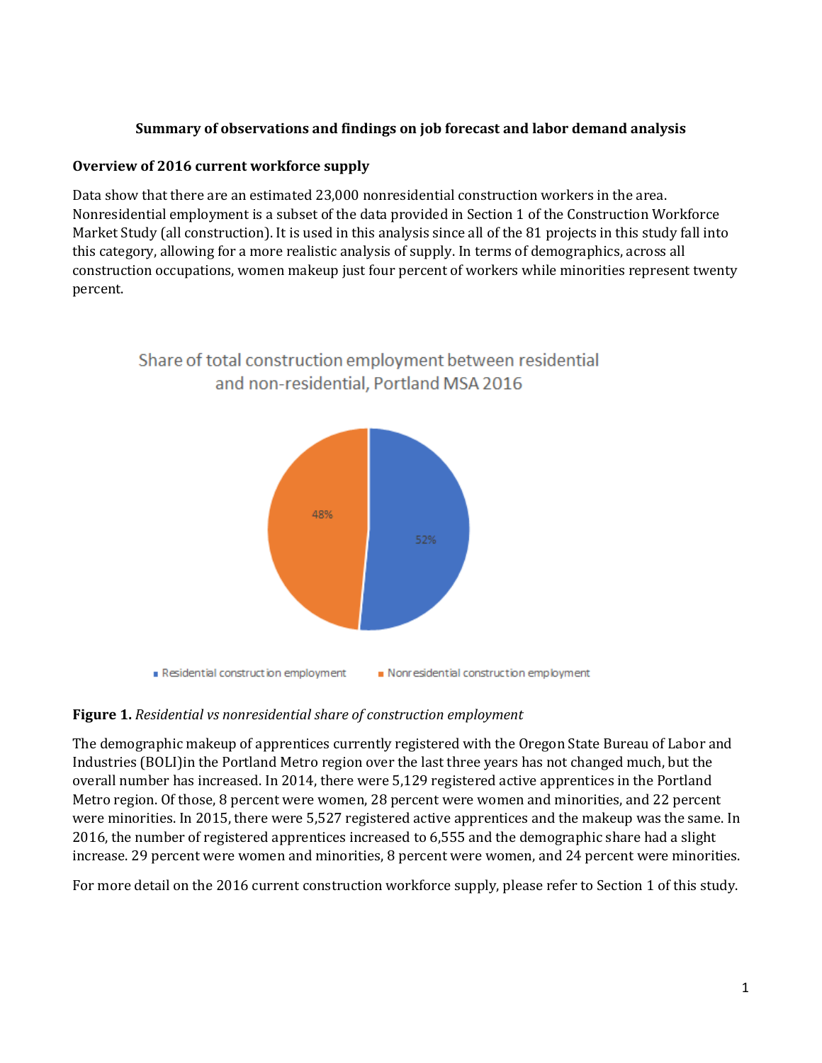**Summary of observations and findings on job forecast and labor demand analysis**

**Overview of 2016 current workforce supply**

Data show that there are an estimated 23,000 nonresidential construction workers in the area. Nonresidential employment is a subset of the data provided in Section 1 of the Construction Workforce Market Study (all construction). It is used in this analysis since all of the 81 projects in this study fall into this category, allowing for a more realistic analysis of supply. In terms of demographics, across all construction occupations, women makeup just four percent of workers while minorities represent twenty percent.

Share of total construction employment between residential and non-residential, Portland MSA 2016

| Category | Share |
| --- | --- |
| Residential construction employment | 52% |
| Nonresidential construction employment | 48% |

**Figure 1.** *Residential vs nonresidential share of construction employment*

The demographic makeup of apprentices currently registered with the Oregon State Bureau of Labor and Industries (BOLI)in the Portland Metro region over the last three years has not changed much, but the overall number has increased. In 2014, there were 5,129 registered active apprentices in the Portland Metro region. Of those, 8 percent were women, 28 percent were women and minorities, and 22 percent were minorities. In 2015, there were 5,527 registered active apprentices and the makeup was the same. In 2016, the number of registered apprentices increased to 6,555 and the demographic share had a slight increase. 29 percent were women and minorities, 8 percent were women, and 24 percent were minorities.

For more detail on the 2016 current construction workforce supply, please refer to Section 1 of this study.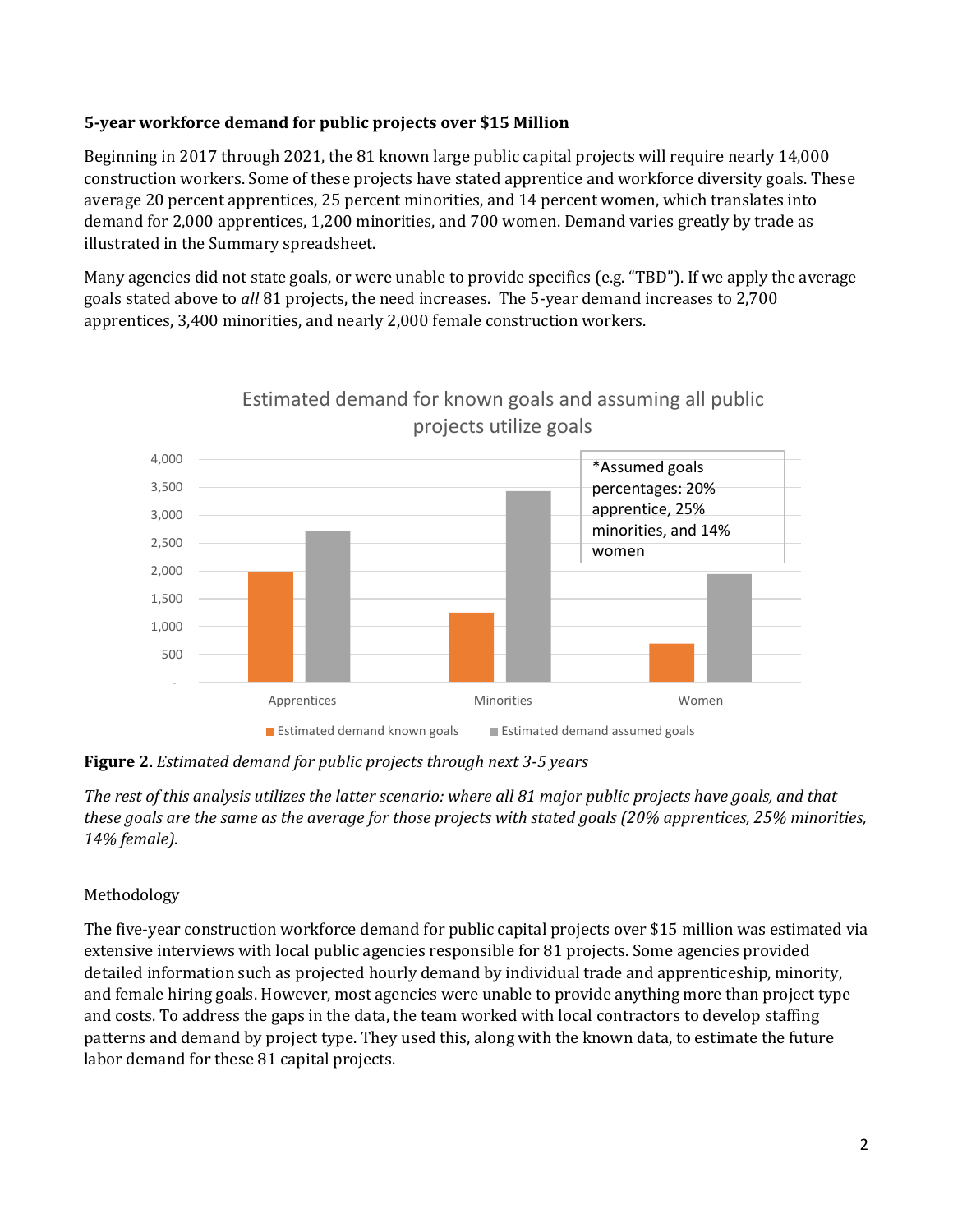**5-year workforce demand for public projects over $15 Million**

Beginning in 2017 through 2021, the 81 known large public capital projects will require nearly 14,000 construction workers. Some of these projects have stated apprentice and workforce diversity goals. These average 20 percent apprentices, 25 percent minorities, and 14 percent women, which translates into demand for 2,000 apprentices, 1,200 minorities, and 700 women. Demand varies greatly by trade as illustrated in the Summary spreadsheet.

Many agencies did not state goals, or were unable to provide specifics (e.g. "TBD"). If we apply the average goals stated above to *all* 81 projects, the need increases. The 5-year demand increases to 2,700 apprentices, 3,400 minorities, and nearly 2,000 female construction workers.

Estimated demand for known goals and assuming all public projects utilize goals

*Assumed goals percentages: 20% apprentice, 25% minorities, and 14% women

| | Estimated demand known goals | Estimated demand assumed goals |
|---|---|---|
| Apprentices | ~2,000 | ~2,700 |
| Minorities | ~1,250 | ~3,430 |
| Women | ~700 | ~1,950 |

**Figure 2.** *Estimated demand for public projects through next 3-5 years*

*The rest of this analysis utilizes the latter scenario: where all 81 major public projects have goals, and that these goals are the same as the average for those projects with stated goals (20% apprentices, 25% minorities, 14% female).*

Methodology

The five-year construction workforce demand for public capital projects over $15 million was estimated via extensive interviews with local public agencies responsible for 81 projects. Some agencies provided detailed information such as projected hourly demand by individual trade and apprenticeship, minority, and female hiring goals. However, most agencies were unable to provide anything more than project type and costs. To address the gaps in the data, the team worked with local contractors to develop staffing patterns and demand by project type. They used this, along with the known data, to estimate the future labor demand for these 81 capital projects.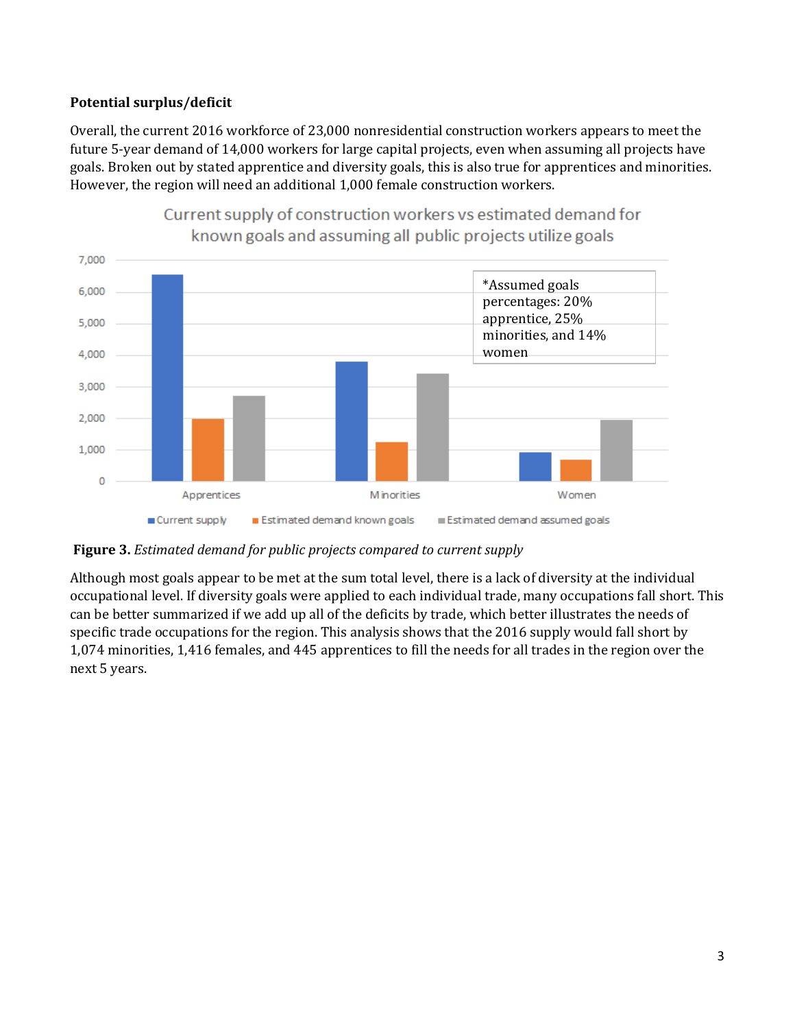**Potential surplus/deficit**

Overall, the current 2016 workforce of 23,000 nonresidential construction workers appears to meet the future 5-year demand of 14,000 workers for large capital projects, even when assuming all projects have goals. Broken out by stated apprentice and diversity goals, this is also true for apprentices and minorities. However, the region will need an additional 1,000 female construction workers.

**Figure 3.** *Estimated demand for public projects compared to current supply*

Although most goals appear to be met at the sum total level, there is a lack of diversity at the individual occupational level. If diversity goals were applied to each individual trade, many occupations fall short. This can be better summarized if we add up all of the deficits by trade, which better illustrates the needs of specific trade occupations for the region. This analysis shows that the 2016 supply would fall short by 1,074 minorities, 1,416 females, and 445 apprentices to fill the needs for all trades in the region over the next 5 years.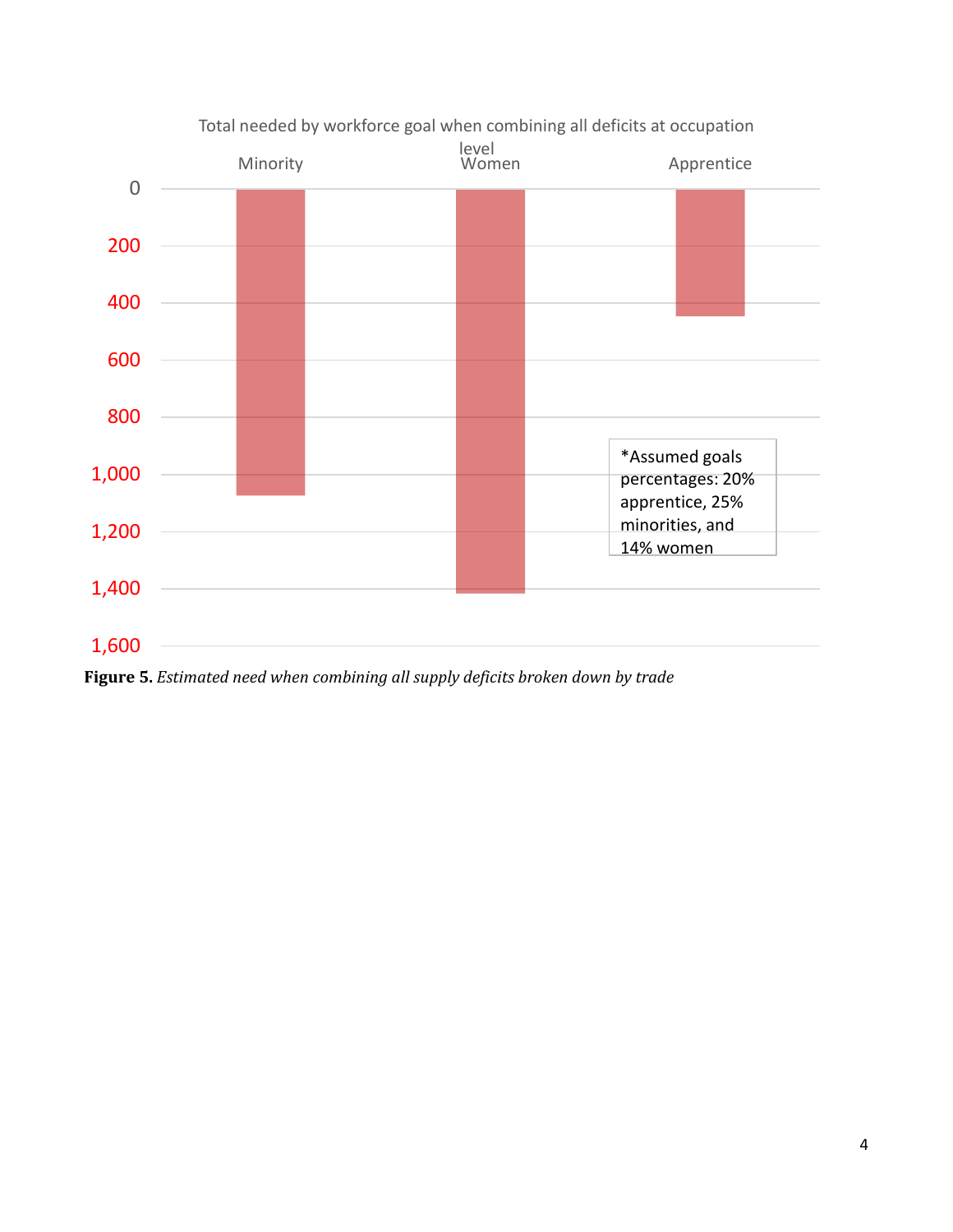Total needed by workforce goal when combining all deficits at occupation level

| | Minority | Women | Apprentice |
|---|---|---|---|

*Assumed goals percentages: 20% apprentice, 25% minorities, and 14% women

**Figure 5.** *Estimated need when combining all supply deficits broken down by trade*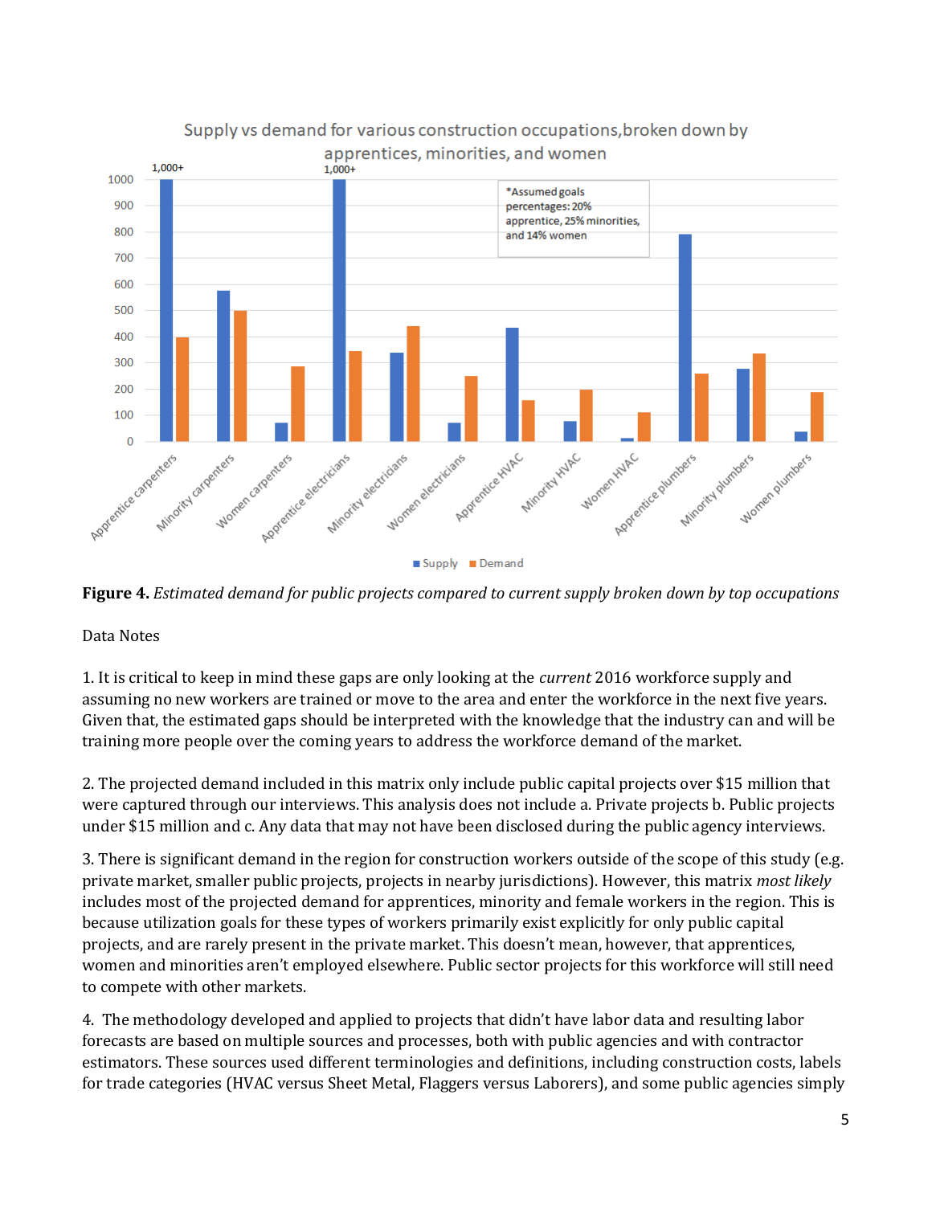**Figure 4.** *Estimated demand for public projects compared to current supply broken down by top occupations*

Data Notes

1. It is critical to keep in mind these gaps are only looking at the *current* 2016 workforce supply and assuming no new workers are trained or move to the area and enter the workforce in the next five years. Given that, the estimated gaps should be interpreted with the knowledge that the industry can and will be training more people over the coming years to address the workforce demand of the market.

2. The projected demand included in this matrix only include public capital projects over $15 million that were captured through our interviews. This analysis does not include a. Private projects b. Public projects under $15 million and c. Any data that may not have been disclosed during the public agency interviews.

3. There is significant demand in the region for construction workers outside of the scope of this study (e.g. private market, smaller public projects, projects in nearby jurisdictions). However, this matrix *most likely* includes most of the projected demand for apprentices, minority and female workers in the region. This is because utilization goals for these types of workers primarily exist explicitly for only public capital projects, and are rarely present in the private market. This doesn't mean, however, that apprentices, women and minorities aren't employed elsewhere. Public sector projects for this workforce will still need to compete with other markets.

4. The methodology developed and applied to projects that didn't have labor data and resulting labor forecasts are based on multiple sources and processes, both with public agencies and with contractor estimators. These sources used different terminologies and definitions, including construction costs, labels for trade categories (HVAC versus Sheet Metal, Flaggers versus Laborers), and some public agencies simply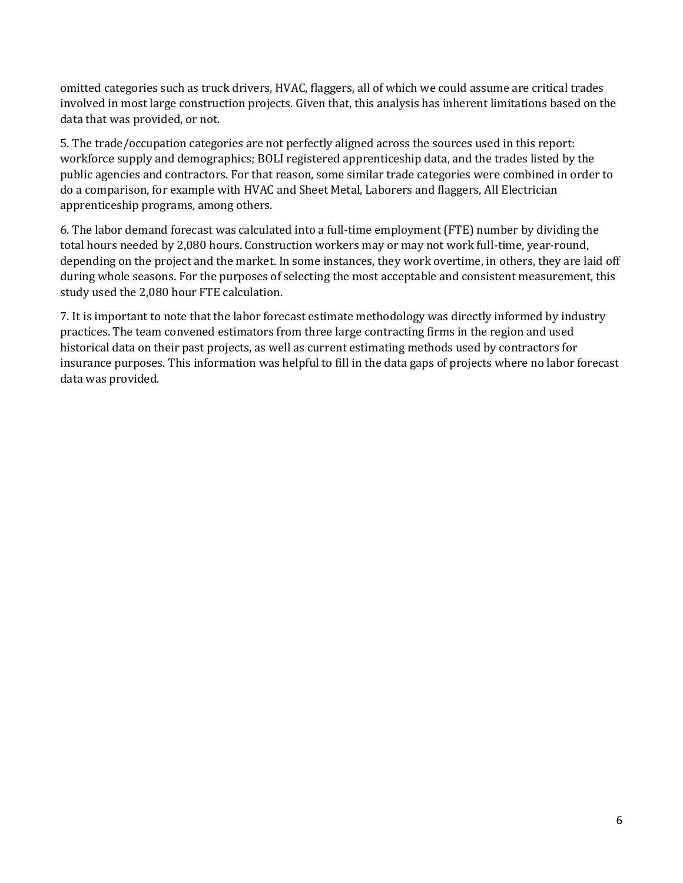omitted categories such as truck drivers, HVAC, flaggers, all of which we could assume are critical trades involved in most large construction projects. Given that, this analysis has inherent limitations based on the data that was provided, or not.

5. The trade/occupation categories are not perfectly aligned across the sources used in this report: workforce supply and demographics; BOLI registered apprenticeship data, and the trades listed by the public agencies and contractors. For that reason, some similar trade categories were combined in order to do a comparison, for example with HVAC and Sheet Metal, Laborers and flaggers, All Electrician apprenticeship programs, among others.

6. The labor demand forecast was calculated into a full-time employment (FTE) number by dividing the total hours needed by 2,080 hours. Construction workers may or may not work full-time, year-round, depending on the project and the market. In some instances, they work overtime, in others, they are laid off during whole seasons. For the purposes of selecting the most acceptable and consistent measurement, this study used the 2,080 hour FTE calculation.

7. It is important to note that the labor forecast estimate methodology was directly informed by industry practices. The team convened estimators from three large contracting firms in the region and used historical data on their past projects, as well as current estimating methods used by contractors for insurance purposes. This information was helpful to fill in the data gaps of projects where no labor forecast data was provided.